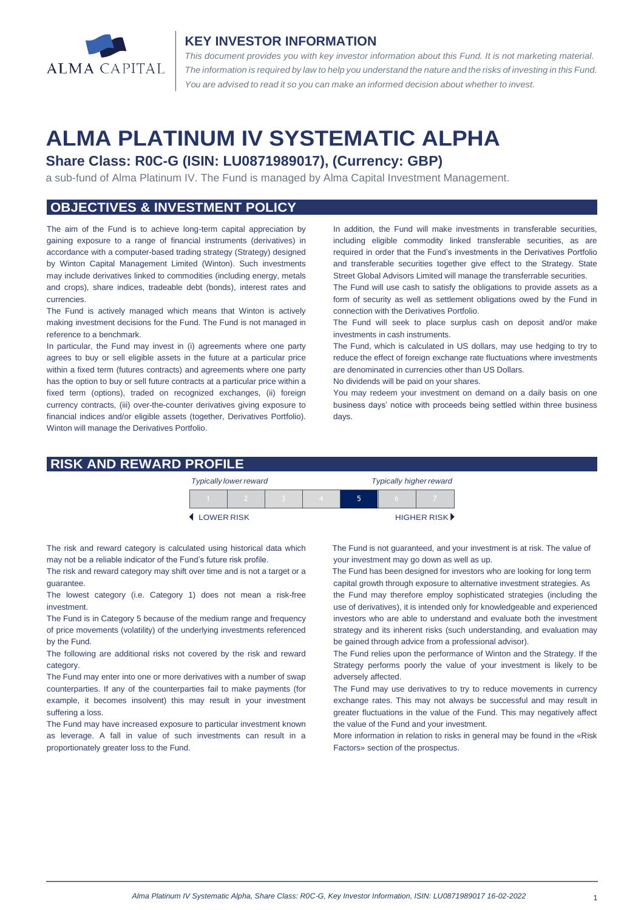ALMA CAPITAL

## KEY INVESTOR INFORMATION

*This document provides you with key investor information about this Fund. It is not marketing material. The information is required by law to help you understand the nature and the risks of investing in this Fund. You are advised to read it so you can make an informed decision about whether to invest.*

# ALMA PLATINUM IV SYSTEMATIC ALPHA

### Share Class: R0C-G (ISIN: LU0871989017), (Currency: GBP)

a sub-fund of Alma Platinum IV. The Fund is managed by Alma Capital Investment Management.

## OBJECTIVES & INVESTMENT POLICY

The aim of the Fund is to achieve long-term capital appreciation by gaining exposure to a range of financial instruments (derivatives) in accordance with a computer-based trading strategy (Strategy) designed by Winton Capital Management Limited (Winton). Such investments may include derivatives linked to commodities (including energy, metals and crops), share indices, tradeable debt (bonds), interest rates and currencies.

The Fund is actively managed which means that Winton is actively making investment decisions for the Fund. The Fund is not managed in reference to a benchmark.

In particular, the Fund may invest in (i) agreements where one party agrees to buy or sell eligible assets in the future at a particular price within a fixed term (futures contracts) and agreements where one party has the option to buy or sell future contracts at a particular price within a fixed term (options), traded on recognized exchanges, (ii) foreign currency contracts, (iii) over-the-counter derivatives giving exposure to financial indices and/or eligible assets (together, Derivatives Portfolio). Winton will manage the Derivatives Portfolio.

In addition, the Fund will make investments in transferable securities, including eligible commodity linked transferable securities, as are required in order that the Fund's investments in the Derivatives Portfolio and transferable securities together give effect to the Strategy. State Street Global Advisors Limited will manage the transferable securities.

The Fund will use cash to satisfy the obligations to provide assets as a form of security as well as settlement obligations owed by the Fund in connection with the Derivatives Portfolio.

The Fund will seek to place surplus cash on deposit and/or make investments in cash instruments.

The Fund, which is calculated in US dollars, may use hedging to try to reduce the effect of foreign exchange rate fluctuations where investments are denominated in currencies other than US Dollars.

No dividends will be paid on your shares.

You may redeem your investment on demand on a daily basis on one business days' notice with proceeds being settled within three business days.

## RISK AND REWARD PROFILE

| *Typically lower reward* | | | | *Typically higher reward* | | |
|---|---|---|---|---|---|---|
| 1 | 2 | 3 | 4 | **5** | 6 | 7 |
| LOWER RISK | | | | | | HIGHER RISK |

The risk and reward category is calculated using historical data which may not be a reliable indicator of the Fund's future risk profile.

The risk and reward category may shift over time and is not a target or a guarantee.

The lowest category (i.e. Category 1) does not mean a risk-free investment.

The Fund is in Category 5 because of the medium range and frequency of price movements (volatility) of the underlying investments referenced by the Fund.

The following are additional risks not covered by the risk and reward category.

The Fund may enter into one or more derivatives with a number of swap counterparties. If any of the counterparties fail to make payments (for example, it becomes insolvent) this may result in your investment suffering a loss.

The Fund may have increased exposure to particular investment known as leverage. A fall in value of such investments can result in a proportionately greater loss to the Fund.

The Fund is not guaranteed, and your investment is at risk. The value of your investment may go down as well as up.

The Fund has been designed for investors who are looking for long term capital growth through exposure to alternative investment strategies. As the Fund may therefore employ sophisticated strategies (including the use of derivatives), it is intended only for knowledgeable and experienced investors who are able to understand and evaluate both the investment strategy and its inherent risks (such understanding, and evaluation may be gained through advice from a professional advisor).

The Fund relies upon the performance of Winton and the Strategy. If the Strategy performs poorly the value of your investment is likely to be adversely affected.

The Fund may use derivatives to try to reduce movements in currency exchange rates. This may not always be successful and may result in greater fluctuations in the value of the Fund. This may negatively affect the value of the Fund and your investment.

More information in relation to risks in general may be found in the «Risk Factors» section of the prospectus.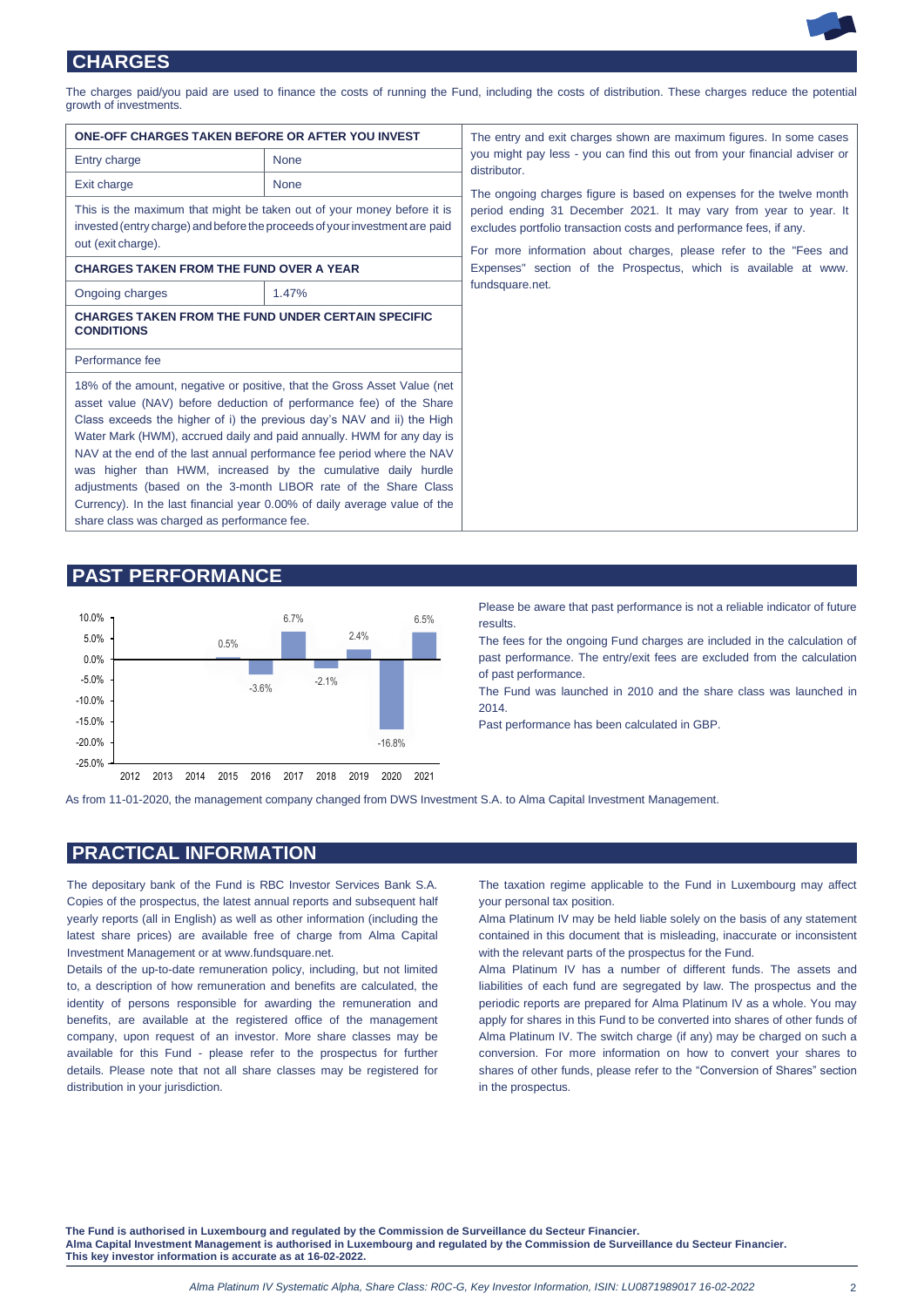## CHARGES

The charges paid/you paid are used to finance the costs of running the Fund, including the costs of distribution. These charges reduce the potential growth of investments.

| ONE-OFF CHARGES TAKEN BEFORE OR AFTER YOU INVEST | |
|---|---|
| Entry charge | None |
| Exit charge | None |
| This is the maximum that might be taken out of your money before it is invested (entry charge) and before the proceeds of your investment are paid out (exit charge). | |
| **CHARGES TAKEN FROM THE FUND OVER A YEAR** | |
| Ongoing charges | 1.47% |
| **CHARGES TAKEN FROM THE FUND UNDER CERTAIN SPECIFIC CONDITIONS** | |
| Performance fee | |
| 18% of the amount, negative or positive, that the Gross Asset Value (net asset value (NAV) before deduction of performance fee) of the Share Class exceeds the higher of i) the previous day's NAV and ii) the High Water Mark (HWM), accrued daily and paid annually. HWM for any day is NAV at the end of the last annual performance fee period where the NAV was higher than HWM, increased by the cumulative daily hurdle adjustments (based on the 3-month LIBOR rate of the Share Class Currency). In the last financial year 0.00% of daily average value of the share class was charged as performance fee. | |

The entry and exit charges shown are maximum figures. In some cases you might pay less - you can find this out from your financial adviser or distributor.

The ongoing charges figure is based on expenses for the twelve month period ending 31 December 2021. It may vary from year to year. It excludes portfolio transaction costs and performance fees, if any.

For more information about charges, please refer to the "Fees and Expenses" section of the Prospectus, which is available at www.fundsquare.net.

## PAST PERFORMANCE

10.0%
5.0%
0.0%
-5.0%
-10.0%
-15.0%
-20.0%
-25.0%

0.5%
-3.6%
6.7%
-2.1%
2.4%
-16.8%
6.5%

2012 2013 2014 2015 2016 2017 2018 2019 2020 2021

Please be aware that past performance is not a reliable indicator of future results.

The fees for the ongoing Fund charges are included in the calculation of past performance. The entry/exit fees are excluded from the calculation of past performance.

The Fund was launched in 2010 and the share class was launched in 2014.

Past performance has been calculated in GBP.

As from 11-01-2020, the management company changed from DWS Investment S.A. to Alma Capital Investment Management.

## PRACTICAL INFORMATION

The depositary bank of the Fund is RBC Investor Services Bank S.A. Copies of the prospectus, the latest annual reports and subsequent half yearly reports (all in English) as well as other information (including the latest share prices) are available free of charge from Alma Capital Investment Management or at www.fundsquare.net.

Details of the up-to-date remuneration policy, including, but not limited to, a description of how remuneration and benefits are calculated, the identity of persons responsible for awarding the remuneration and benefits, are available at the registered office of the management company, upon request of an investor. More share classes may be available for this Fund - please refer to the prospectus for further details. Please note that not all share classes may be registered for distribution in your jurisdiction.

The taxation regime applicable to the Fund in Luxembourg may affect your personal tax position.

Alma Platinum IV may be held liable solely on the basis of any statement contained in this document that is misleading, inaccurate or inconsistent with the relevant parts of the prospectus for the Fund.

Alma Platinum IV has a number of different funds. The assets and liabilities of each fund are segregated by law. The prospectus and the periodic reports are prepared for Alma Platinum IV as a whole. You may apply for shares in this Fund to be converted into shares of other funds of Alma Platinum IV. The switch charge (if any) may be charged on such a conversion. For more information on how to convert your shares to shares of other funds, please refer to the "Conversion of Shares" section in the prospectus.

**The Fund is authorised in Luxembourg and regulated by the Commission de Surveillance du Secteur Financier.**
**Alma Capital Investment Management is authorised in Luxembourg and regulated by the Commission de Surveillance du Secteur Financier.**
**This key investor information is accurate as at 16-02-2022.**